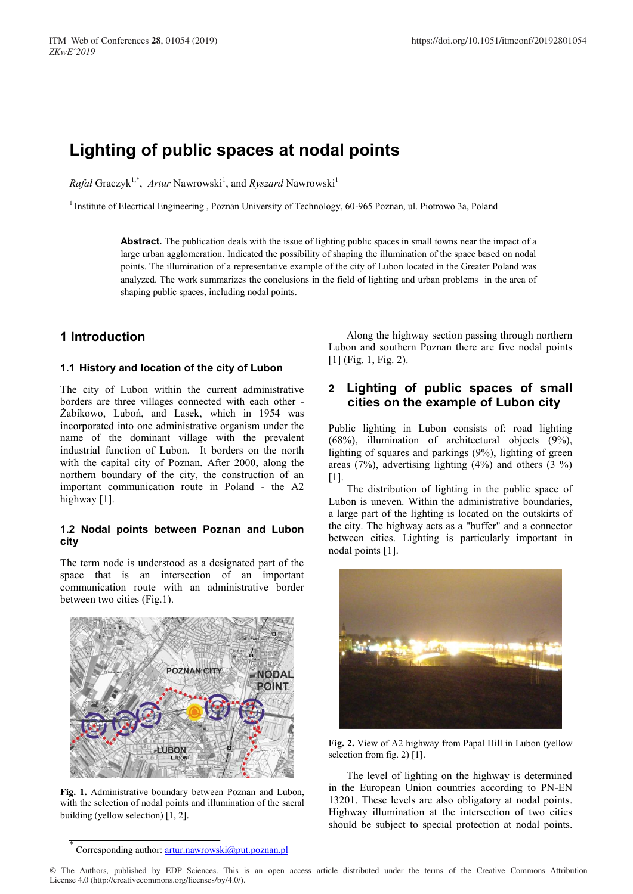# Lighting of public spaces at nodal points

*Rafał* Graczyk[1,*], *Artur* Nawrowski[1], and *Ryszard* Nawrowski[1]

[1] Institute of Elecrtical Engineering , Poznan University of Technology, 60-965 Poznan, ul. Piotrowo 3a, Poland

**Abstract.** The publication deals with the issue of lighting public spaces in small towns near the impact of a large urban agglomeration. Indicated the possibility of shaping the illumination of the space based on nodal points. The illumination of a representative example of the city of Lubon located in the Greater Poland was analyzed. The work summarizes the conclusions in the field of lighting and urban problems in the area of shaping public spaces, including nodal points.

## 1 Introduction

### 1.1 History and location of the city of Lubon

The city of Lubon within the current administrative borders are three villages connected with each other - Żabikowo, Luboń, and Lasek, which in 1954 was incorporated into one administrative organism under the name of the dominant village with the prevalent industrial function of Lubon. It borders on the north with the capital city of Poznan. After 2000, along the northern boundary of the city, the construction of an important communication route in Poland - the A2 highway [1].

### 1.2 Nodal points between Poznan and Lubon city

The term node is understood as a designated part of the space that is an intersection of an important communication route with an administrative border between two cities (Fig.1).

**Fig. 1.** Administrative boundary between Poznan and Lubon, with the selection of nodal points and illumination of the sacral building (yellow selection) [1, 2].

Along the highway section passing through northern Lubon and southern Poznan there are five nodal points [1] (Fig. 1, Fig. 2).

## 2 Lighting of public spaces of small cities on the example of Lubon city

Public lighting in Lubon consists of: road lighting (68%), illumination of architectural objects (9%), lighting of squares and parkings (9%), lighting of green areas (7%), advertising lighting (4%) and others (3 %) [1].

The distribution of lighting in the public space of Lubon is uneven. Within the administrative boundaries, a large part of the lighting is located on the outskirts of the city. The highway acts as a "buffer" and a connector between cities. Lighting is particularly important in nodal points [1].

**Fig. 2.** View of A2 highway from Papal Hill in Lubon (yellow selection from fig. 2) [1].

The level of lighting on the highway is determined in the European Union countries according to PN-EN 13201. These levels are also obligatory at nodal points. Highway illumination at the intersection of two cities should be subject to special protection at nodal points.

* Corresponding author: artur.nawrowski@put.poznan.pl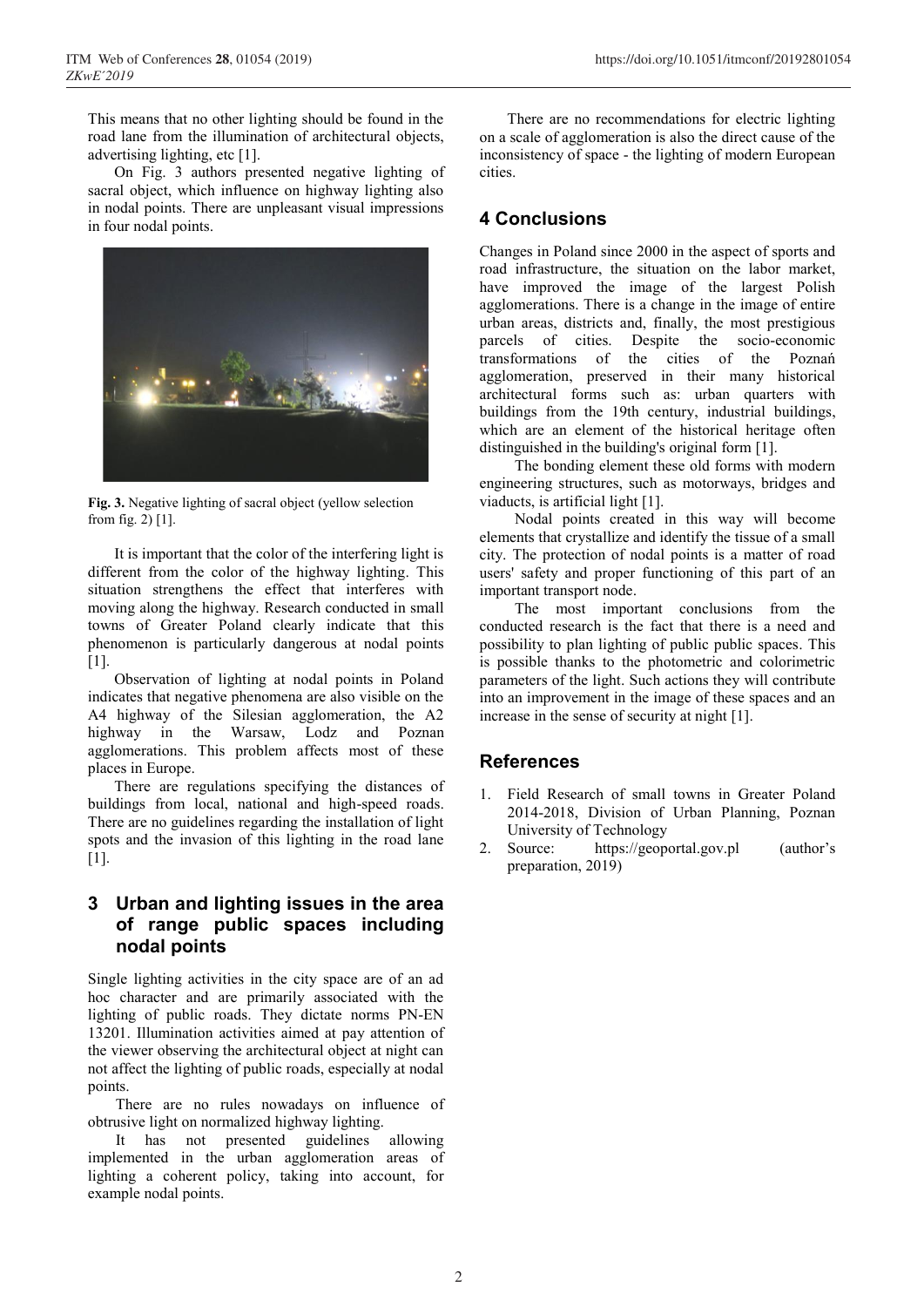This means that no other lighting should be found in the road lane from the illumination of architectural objects, advertising lighting, etc [1].

On Fig. 3 authors presented negative lighting of sacral object, which influence on highway lighting also in nodal points. There are unpleasant visual impressions in four nodal points.

**Fig. 3.** Negative lighting of sacral object (yellow selection from fig. 2) [1].

It is important that the color of the interfering light is different from the color of the highway lighting. This situation strengthens the effect that interferes with moving along the highway. Research conducted in small towns of Greater Poland clearly indicate that this phenomenon is particularly dangerous at nodal points [1].

Observation of lighting at nodal points in Poland indicates that negative phenomena are also visible on the A4 highway of the Silesian agglomeration, the A2 highway in the Warsaw, Lodz and Poznan agglomerations. This problem affects most of these places in Europe.

There are regulations specifying the distances of buildings from local, national and high-speed roads. There are no guidelines regarding the installation of light spots and the invasion of this lighting in the road lane [1].

## 3 Urban and lighting issues in the area of range public spaces including nodal points

Single lighting activities in the city space are of an ad hoc character and are primarily associated with the lighting of public roads. They dictate norms PN-EN 13201. Illumination activities aimed at pay attention of the viewer observing the architectural object at night can not affect the lighting of public roads, especially at nodal points.

There are no rules nowadays on influence of obtrusive light on normalized highway lighting.

It has not presented guidelines allowing implemented in the urban agglomeration areas of lighting a coherent policy, taking into account, for example nodal points.

There are no recommendations for electric lighting on a scale of agglomeration is also the direct cause of the inconsistency of space - the lighting of modern European cities.

## 4 Conclusions

Changes in Poland since 2000 in the aspect of sports and road infrastructure, the situation on the labor market, have improved the image of the largest Polish agglomerations. There is a change in the image of entire urban areas, districts and, finally, the most prestigious parcels of cities. Despite the socio-economic transformations of the cities of the Poznań agglomeration, preserved in their many historical architectural forms such as: urban quarters with buildings from the 19th century, industrial buildings, which are an element of the historical heritage often distinguished in the building's original form [1].

The bonding element these old forms with modern engineering structures, such as motorways, bridges and viaducts, is artificial light [1].

Nodal points created in this way will become elements that crystallize and identify the tissue of a small city. The protection of nodal points is a matter of road users' safety and proper functioning of this part of an important transport node.

The most important conclusions from the conducted research is the fact that there is a need and possibility to plan lighting of public public spaces. This is possible thanks to the photometric and colorimetric parameters of the light. Such actions they will contribute into an improvement in the image of these spaces and an increase in the sense of security at night [1].

## References

1. Field Research of small towns in Greater Poland 2014-2018, Division of Urban Planning, Poznan University of Technology
2. Source: https://geoportal.gov.pl (author's preparation, 2019)